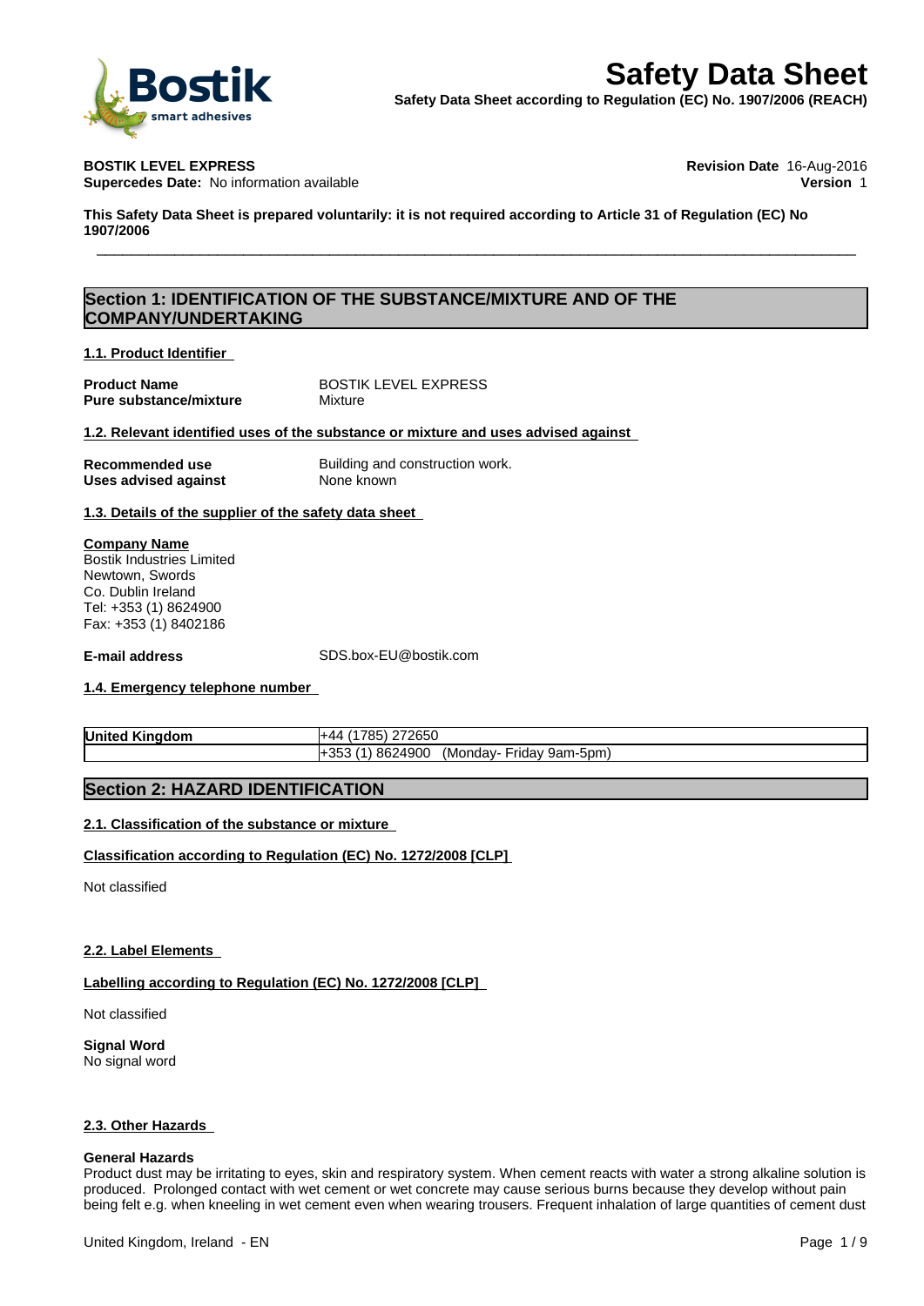# Safety Data Sheet

**Safety Data Sheet according to Regulation (EC) No. 1907/2006 (REACH)**

**BOSTIK LEVEL EXPRESS** | **Revision Date** 16-Aug-2016
**Supercedes Date:** No information available | **Version** 1

**This Safety Data Sheet is prepared voluntarily: it is not required according to Article 31 of Regulation (EC) No 1907/2006**

## Section 1: IDENTIFICATION OF THE SUBSTANCE/MIXTURE AND OF THE COMPANY/UNDERTAKING

### 1.1. Product Identifier

**Product Name** BOSTIK LEVEL EXPRESS
**Pure substance/mixture** Mixture

### 1.2. Relevant identified uses of the substance or mixture and uses advised against

**Recommended use** Building and construction work.
**Uses advised against** None known

### 1.3. Details of the supplier of the safety data sheet

**Company Name**
Bostik Industries Limited
Newtown, Swords
Co. Dublin Ireland
Tel: +353 (1) 8624900
Fax: +353 (1) 8402186

**E-mail address** SDS.box-EU@bostik.com

### 1.4. Emergency telephone number

| **United Kingdom** | +44 (1785) 272650 |
| --- | --- |
| | +353 (1) 8624900 (Monday- Friday 9am-5pm) |

## Section 2: HAZARD IDENTIFICATION

### 2.1. Classification of the substance or mixture

**Classification according to Regulation (EC) No. 1272/2008 [CLP]**

Not classified

### 2.2. Label Elements

**Labelling according to Regulation (EC) No. 1272/2008 [CLP]**

Not classified

**Signal Word**
No signal word

### 2.3. Other Hazards

**General Hazards**
Product dust may be irritating to eyes, skin and respiratory system. When cement reacts with water a strong alkaline solution is produced. Prolonged contact with wet cement or wet concrete may cause serious burns because they develop without pain being felt e.g. when kneeling in wet cement even when wearing trousers. Frequent inhalation of large quantities of cement dust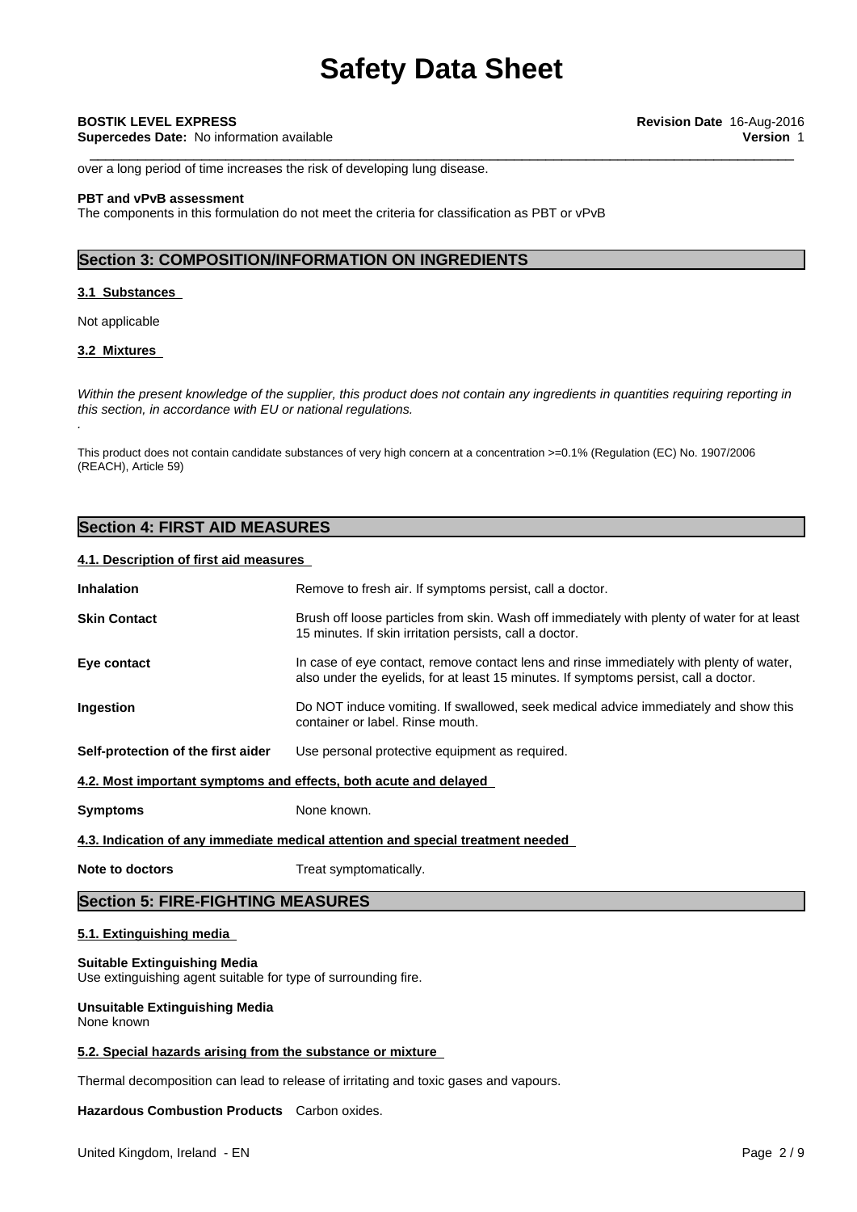over a long period of time increases the risk of developing lung disease.

**PBT and vPvB assessment**
The components in this formulation do not meet the criteria for classification as PBT or vPvB

## Section 3: COMPOSITION/INFORMATION ON INGREDIENTS

### 3.1 Substances

Not applicable

### 3.2 Mixtures

*Within the present knowledge of the supplier, this product does not contain any ingredients in quantities requiring reporting in this section, in accordance with EU or national regulations.*
.

This product does not contain candidate substances of very high concern at a concentration >=0.1% (Regulation (EC) No. 1907/2006 (REACH), Article 59)

## Section 4: FIRST AID MEASURES

### 4.1. Description of first aid measures

**Inhalation** Remove to fresh air. If symptoms persist, call a doctor.

**Skin Contact** Brush off loose particles from skin. Wash off immediately with plenty of water for at least 15 minutes. If skin irritation persists, call a doctor.

**Eye contact** In case of eye contact, remove contact lens and rinse immediately with plenty of water, also under the eyelids, for at least 15 minutes. If symptoms persist, call a doctor.

**Ingestion** Do NOT induce vomiting. If swallowed, seek medical advice immediately and show this container or label. Rinse mouth.

**Self-protection of the first aider** Use personal protective equipment as required.

### 4.2. Most important symptoms and effects, both acute and delayed

**Symptoms** None known.

### 4.3. Indication of any immediate medical attention and special treatment needed

**Note to doctors** Treat symptomatically.

## Section 5: FIRE-FIGHTING MEASURES

### 5.1. Extinguishing media

**Suitable Extinguishing Media**
Use extinguishing agent suitable for type of surrounding fire.

**Unsuitable Extinguishing Media**
None known

### 5.2. Special hazards arising from the substance or mixture

Thermal decomposition can lead to release of irritating and toxic gases and vapours.

**Hazardous Combustion Products** Carbon oxides.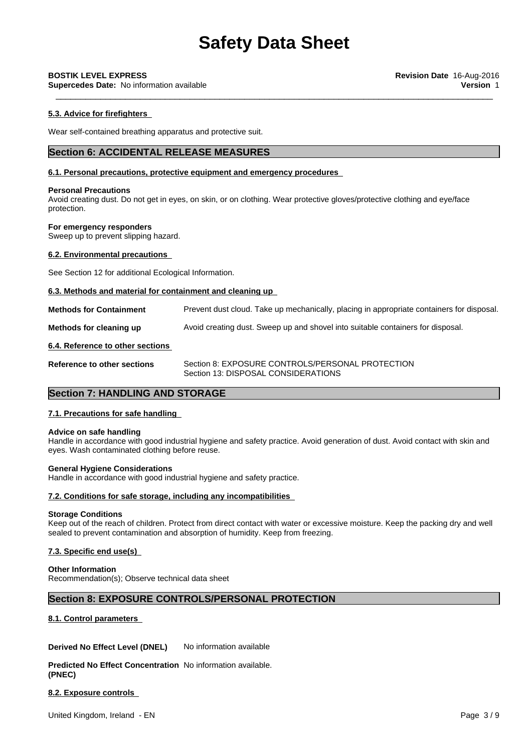#### 5.3. Advice for firefighters

Wear self-contained breathing apparatus and protective suit.

## Section 6: ACCIDENTAL RELEASE MEASURES

#### 6.1. Personal precautions, protective equipment and emergency procedures

**Personal Precautions**
Avoid creating dust. Do not get in eyes, on skin, or on clothing. Wear protective gloves/protective clothing and eye/face protection.

**For emergency responders**
Sweep up to prevent slipping hazard.

#### 6.2. Environmental precautions

See Section 12 for additional Ecological Information.

#### 6.3. Methods and material for containment and cleaning up

**Methods for Containment** — Prevent dust cloud. Take up mechanically, placing in appropriate containers for disposal.

**Methods for cleaning up** — Avoid creating dust. Sweep up and shovel into suitable containers for disposal.

#### 6.4. Reference to other sections

**Reference to other sections** — Section 8: EXPOSURE CONTROLS/PERSONAL PROTECTION
Section 13: DISPOSAL CONSIDERATIONS

## Section 7: HANDLING AND STORAGE

#### 7.1. Precautions for safe handling

**Advice on safe handling**
Handle in accordance with good industrial hygiene and safety practice. Avoid generation of dust. Avoid contact with skin and eyes. Wash contaminated clothing before reuse.

**General Hygiene Considerations**
Handle in accordance with good industrial hygiene and safety practice.

#### 7.2. Conditions for safe storage, including any incompatibilities

**Storage Conditions**
Keep out of the reach of children. Protect from direct contact with water or excessive moisture. Keep the packing dry and well sealed to prevent contamination and absorption of humidity. Keep from freezing.

#### 7.3. Specific end use(s)

**Other Information**
Recommendation(s); Observe technical data sheet

## Section 8: EXPOSURE CONTROLS/PERSONAL PROTECTION

#### 8.1. Control parameters

**Derived No Effect Level (DNEL)** — No information available

**Predicted No Effect Concentration (PNEC)** — No information available.

#### 8.2. Exposure controls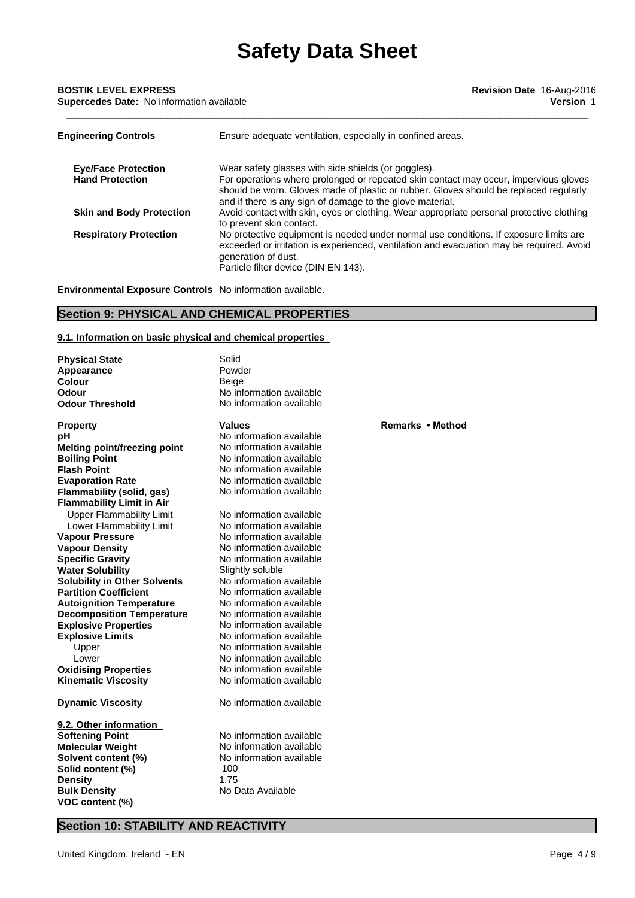| | |
|---|---|
| **Engineering Controls** | Ensure adequate ventilation, especially in confined areas. |
| **Eye/Face Protection** | Wear safety glasses with side shields (or goggles). |
| **Hand Protection** | For operations where prolonged or repeated skin contact may occur, impervious gloves should be worn. Gloves made of plastic or rubber. Gloves should be replaced regularly and if there is any sign of damage to the glove material. |
| **Skin and Body Protection** | Avoid contact with skin, eyes or clothing. Wear appropriate personal protective clothing to prevent skin contact. |
| **Respiratory Protection** | No protective equipment is needed under normal use conditions. If exposure limits are exceeded or irritation is experienced, ventilation and evacuation may be required. Avoid generation of dust. Particle filter device (DIN EN 143). |

**Environmental Exposure Controls** No information available.

## Section 9: PHYSICAL AND CHEMICAL PROPERTIES

### 9.1. Information on basic physical and chemical properties

| | |
|---|---|
| **Physical State** | Solid |
| **Appearance** | Powder |
| **Colour** | Beige |
| **Odour** | No information available |
| **Odour Threshold** | No information available |

| Property | Values | Remarks • Method |
|---|---|---|
| **pH** | No information available | |
| **Melting point/freezing point** | No information available | |
| **Boiling Point** | No information available | |
| **Flash Point** | No information available | |
| **Evaporation Rate** | No information available | |
| **Flammability (solid, gas)** | No information available | |
| **Flammability Limit in Air** | | |
| Upper Flammability Limit | No information available | |
| Lower Flammability Limit | No information available | |
| **Vapour Pressure** | No information available | |
| **Vapour Density** | No information available | |
| **Specific Gravity** | No information available | |
| **Water Solubility** | Slightly soluble | |
| **Solubility in Other Solvents** | No information available | |
| **Partition Coefficient** | No information available | |
| **Autoignition Temperature** | No information available | |
| **Decomposition Temperature** | No information available | |
| **Explosive Properties** | No information available | |
| **Explosive Limits** | No information available | |
| Upper | No information available | |
| Lower | No information available | |
| **Oxidising Properties** | No information available | |
| **Kinematic Viscosity** | No information available | |
| **Dynamic Viscosity** | No information available | |

### 9.2. Other information

| | |
|---|---|
| **Softening Point** | No information available |
| **Molecular Weight** | No information available |
| **Solvent content (%)** | No information available |
| **Solid content (%)** | 100 |
| **Density** | 1.75 |
| **Bulk Density** | No Data Available |
| **VOC content (%)** | |

## Section 10: STABILITY AND REACTIVITY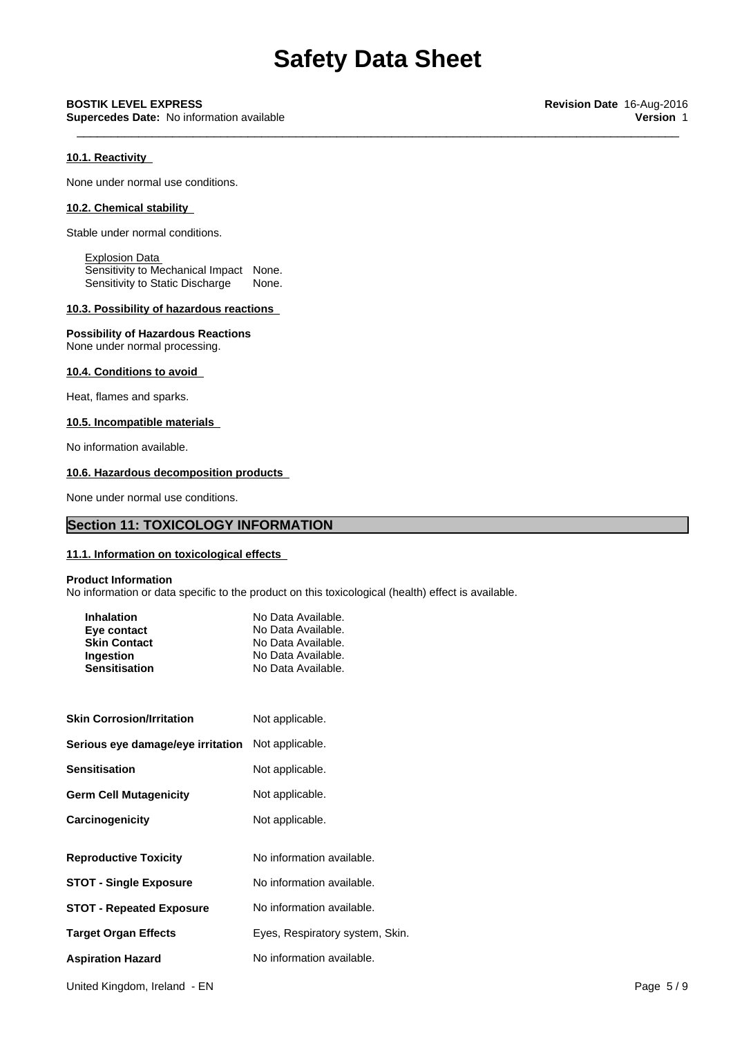### 10.1. Reactivity

None under normal use conditions.

### 10.2. Chemical stability

Stable under normal conditions.

Explosion Data

| | |
|---|---|
| Sensitivity to Mechanical Impact | None. |
| Sensitivity to Static Discharge | None. |

### 10.3. Possibility of hazardous reactions

**Possibility of Hazardous Reactions**
None under normal processing.

### 10.4. Conditions to avoid

Heat, flames and sparks.

### 10.5. Incompatible materials

No information available.

### 10.6. Hazardous decomposition products

None under normal use conditions.

## Section 11: TOXICOLOGY INFORMATION

### 11.1. Information on toxicological effects

**Product Information**
No information or data specific to the product on this toxicological (health) effect is available.

| | |
|---|---|
| **Inhalation** | No Data Available. |
| **Eye contact** | No Data Available. |
| **Skin Contact** | No Data Available. |
| **Ingestion** | No Data Available. |
| **Sensitisation** | No Data Available. |

| | |
|---|---|
| **Skin Corrosion/Irritation** | Not applicable. |
| **Serious eye damage/eye irritation** | Not applicable. |
| **Sensitisation** | Not applicable. |
| **Germ Cell Mutagenicity** | Not applicable. |
| **Carcinogenicity** | Not applicable. |
| **Reproductive Toxicity** | No information available. |
| **STOT - Single Exposure** | No information available. |
| **STOT - Repeated Exposure** | No information available. |
| **Target Organ Effects** | Eyes, Respiratory system, Skin. |
| **Aspiration Hazard** | No information available. |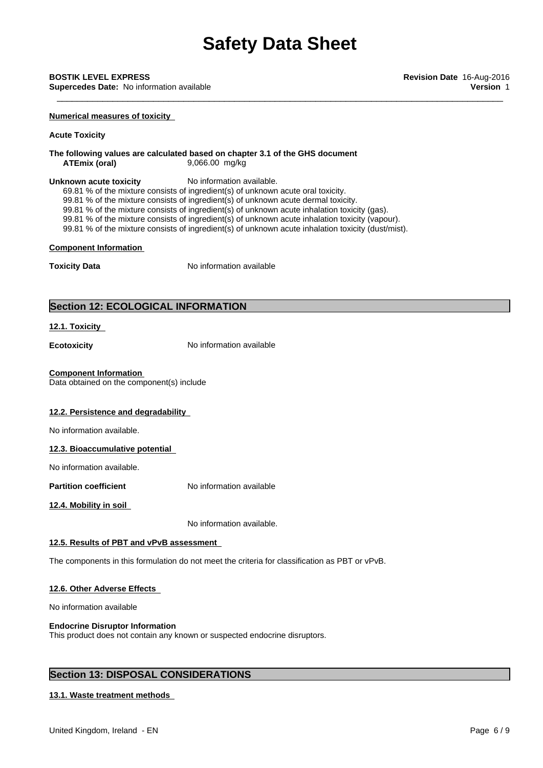**Numerical measures of toxicity**

**Acute Toxicity**

**The following values are calculated based on chapter 3.1 of the GHS document**

**ATEmix (oral)** 9,066.00 mg/kg

**Unknown acute toxicity** No information available.

69.81 % of the mixture consists of ingredient(s) of unknown acute oral toxicity.
99.81 % of the mixture consists of ingredient(s) of unknown acute dermal toxicity.
99.81 % of the mixture consists of ingredient(s) of unknown acute inhalation toxicity (gas).
99.81 % of the mixture consists of ingredient(s) of unknown acute inhalation toxicity (vapour).
99.81 % of the mixture consists of ingredient(s) of unknown acute inhalation toxicity (dust/mist).

**Component Information**

**Toxicity Data** No information available

## Section 12: ECOLOGICAL INFORMATION

**12.1. Toxicity**

**Ecotoxicity** No information available

**Component Information**
Data obtained on the component(s) include

**12.2. Persistence and degradability**

No information available.

**12.3. Bioaccumulative potential**

No information available.

**Partition coefficient** No information available

**12.4. Mobility in soil**

No information available.

**12.5. Results of PBT and vPvB assessment**

The components in this formulation do not meet the criteria for classification as PBT or vPvB.

**12.6. Other Adverse Effects**

No information available

**Endocrine Disruptor Information**
This product does not contain any known or suspected endocrine disruptors.

## Section 13: DISPOSAL CONSIDERATIONS

**13.1. Waste treatment methods**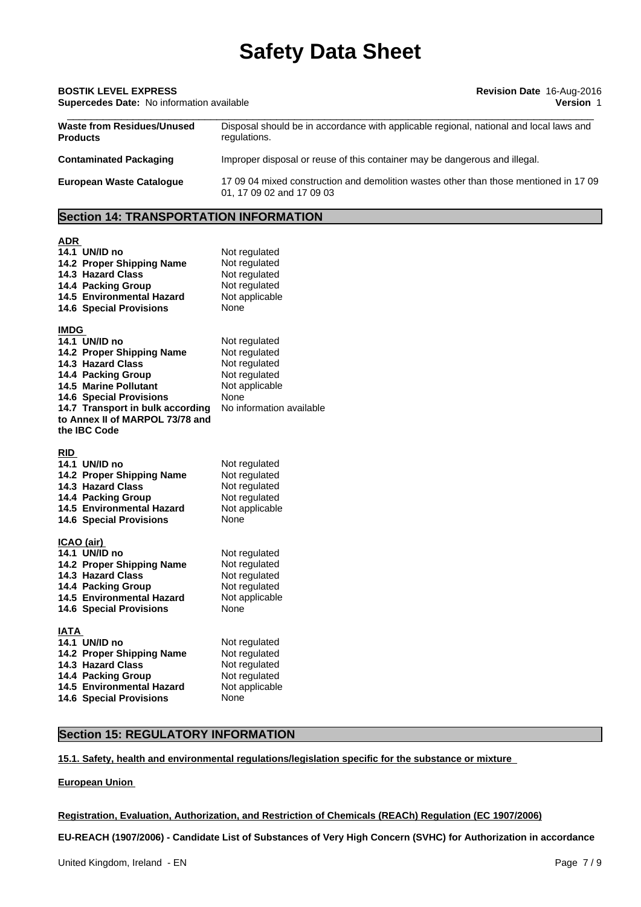| | |
|---|---|
| **Waste from Residues/Unused Products** | Disposal should be in accordance with applicable regional, national and local laws and regulations. |
| **Contaminated Packaging** | Improper disposal or reuse of this container may be dangerous and illegal. |
| **European Waste Catalogue** | 17 09 04 mixed construction and demolition wastes other than those mentioned in 17 09 01, 17 09 02 and 17 09 03 |

## Section 14: TRANSPORTATION INFORMATION

**ADR**

| | |
|---|---|
| **14.1 UN/ID no** | Not regulated |
| **14.2 Proper Shipping Name** | Not regulated |
| **14.3 Hazard Class** | Not regulated |
| **14.4 Packing Group** | Not regulated |
| **14.5 Environmental Hazard** | Not applicable |
| **14.6 Special Provisions** | None |

**IMDG**

| | |
|---|---|
| **14.1 UN/ID no** | Not regulated |
| **14.2 Proper Shipping Name** | Not regulated |
| **14.3 Hazard Class** | Not regulated |
| **14.4 Packing Group** | Not regulated |
| **14.5 Marine Pollutant** | Not applicable |
| **14.6 Special Provisions** | None |
| **14.7 Transport in bulk according to Annex II of MARPOL 73/78 and the IBC Code** | No information available |

**RID**

| | |
|---|---|
| **14.1 UN/ID no** | Not regulated |
| **14.2 Proper Shipping Name** | Not regulated |
| **14.3 Hazard Class** | Not regulated |
| **14.4 Packing Group** | Not regulated |
| **14.5 Environmental Hazard** | Not applicable |
| **14.6 Special Provisions** | None |

**ICAO (air)**

| | |
|---|---|
| **14.1 UN/ID no** | Not regulated |
| **14.2 Proper Shipping Name** | Not regulated |
| **14.3 Hazard Class** | Not regulated |
| **14.4 Packing Group** | Not regulated |
| **14.5 Environmental Hazard** | Not applicable |
| **14.6 Special Provisions** | None |

**IATA**

| | |
|---|---|
| **14.1 UN/ID no** | Not regulated |
| **14.2 Proper Shipping Name** | Not regulated |
| **14.3 Hazard Class** | Not regulated |
| **14.4 Packing Group** | Not regulated |
| **14.5 Environmental Hazard** | Not applicable |
| **14.6 Special Provisions** | None |

## Section 15: REGULATORY INFORMATION

**15.1. Safety, health and environmental regulations/legislation specific for the substance or mixture**

**European Union**

**Registration, Evaluation, Authorization, and Restriction of Chemicals (REACh) Regulation (EC 1907/2006)**

**EU-REACH (1907/2006) - Candidate List of Substances of Very High Concern (SVHC) for Authorization in accordance**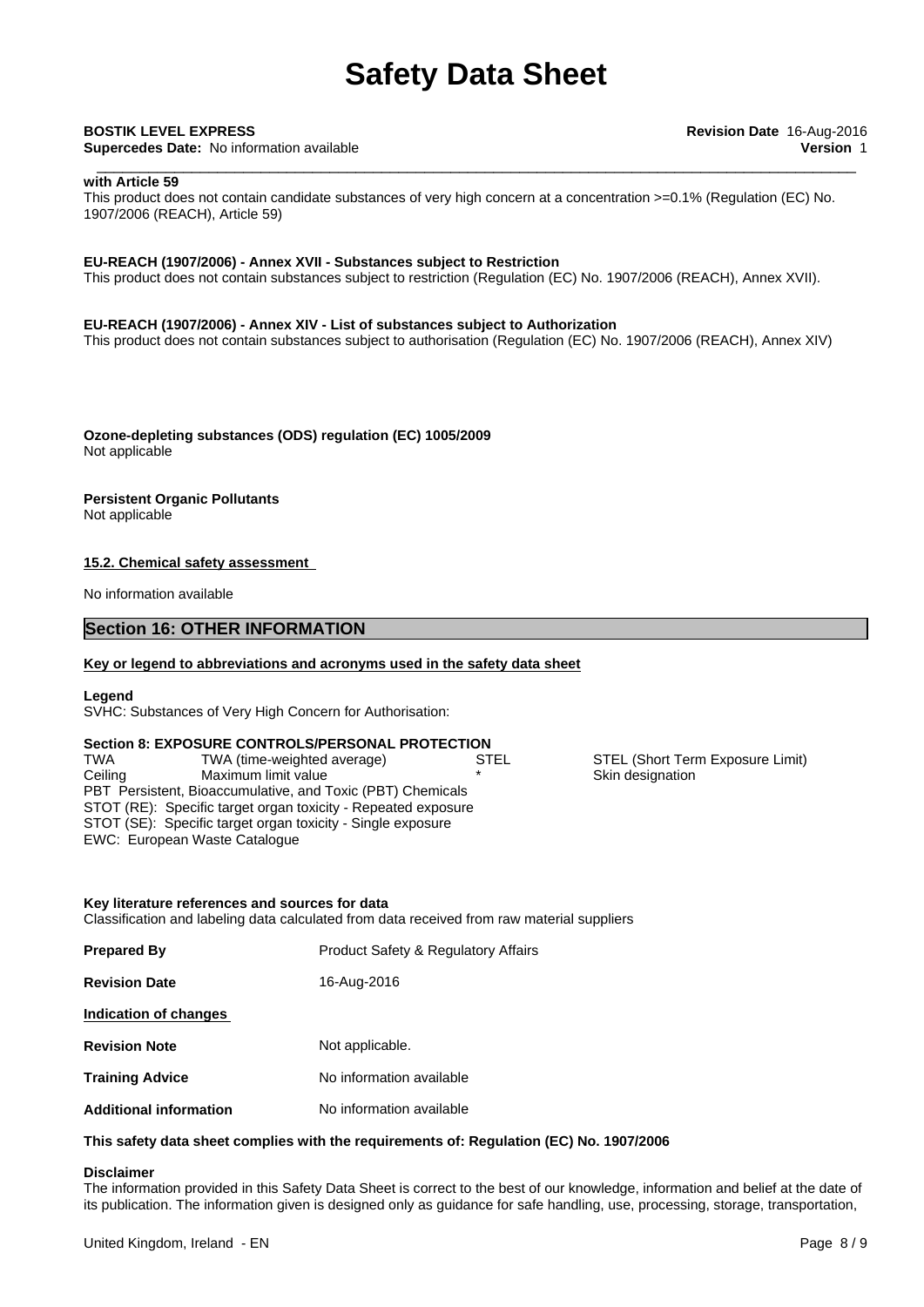**with Article 59**
This product does not contain candidate substances of very high concern at a concentration >=0.1% (Regulation (EC) No. 1907/2006 (REACH), Article 59)

**EU-REACH (1907/2006) - Annex XVII - Substances subject to Restriction**
This product does not contain substances subject to restriction (Regulation (EC) No. 1907/2006 (REACH), Annex XVII).

**EU-REACH (1907/2006) - Annex XIV - List of substances subject to Authorization**
This product does not contain substances subject to authorisation (Regulation (EC) No. 1907/2006 (REACH), Annex XIV)

**Ozone-depleting substances (ODS) regulation (EC) 1005/2009**
Not applicable

**Persistent Organic Pollutants**
Not applicable

**15.2. Chemical safety assessment**

No information available

## Section 16: OTHER INFORMATION

**Key or legend to abbreviations and acronyms used in the safety data sheet**

**Legend**
SVHC: Substances of Very High Concern for Authorisation:

**Section 8: EXPOSURE CONTROLS/PERSONAL PROTECTION**

| | | | |
|---|---|---|---|
| TWA | TWA (time-weighted average) | STEL | STEL (Short Term Exposure Limit) |
| Ceiling | Maximum limit value | * | Skin designation |

PBT Persistent, Bioaccumulative, and Toxic (PBT) Chemicals
STOT (RE): Specific target organ toxicity - Repeated exposure
STOT (SE): Specific target organ toxicity - Single exposure
EWC: European Waste Catalogue

**Key literature references and sources for data**
Classification and labeling data calculated from data received from raw material suppliers

**Prepared By** Product Safety & Regulatory Affairs

**Revision Date** 16-Aug-2016

**Indication of changes**

**Revision Note** Not applicable.

**Training Advice** No information available

**Additional information** No information available

**This safety data sheet complies with the requirements of: Regulation (EC) No. 1907/2006**

**Disclaimer**
The information provided in this Safety Data Sheet is correct to the best of our knowledge, information and belief at the date of its publication. The information given is designed only as guidance for safe handling, use, processing, storage, transportation,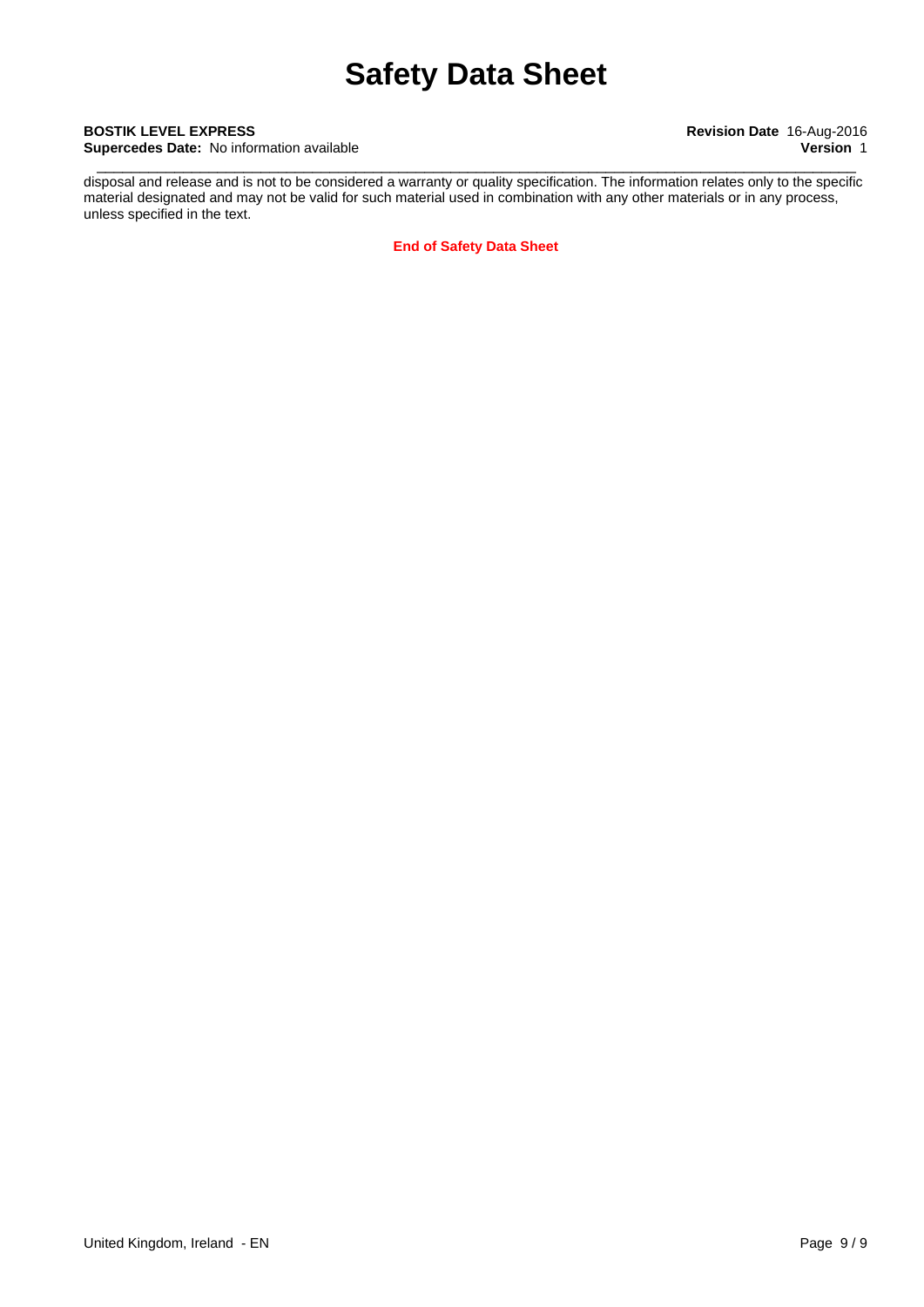disposal and release and is not to be considered a warranty or quality specification. The information relates only to the specific material designated and may not be valid for such material used in combination with any other materials or in any process, unless specified in the text.

**End of Safety Data Sheet**